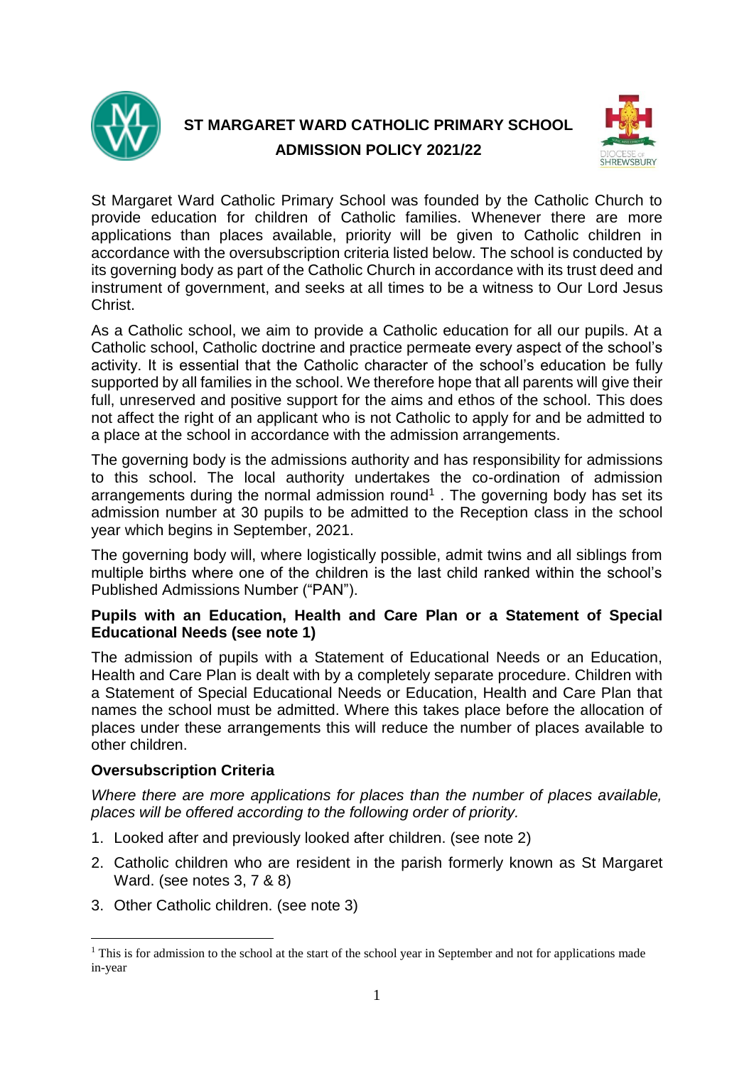# ST MARGARET WARD CATHOLIC PRIMARY SCHOOL
## ADMISSION POLICY 2021/22

St Margaret Ward Catholic Primary School was founded by the Catholic Church to provide education for children of Catholic families. Whenever there are more applications than places available, priority will be given to Catholic children in accordance with the oversubscription criteria listed below. The school is conducted by its governing body as part of the Catholic Church in accordance with its trust deed and instrument of government, and seeks at all times to be a witness to Our Lord Jesus Christ.

As a Catholic school, we aim to provide a Catholic education for all our pupils. At a Catholic school, Catholic doctrine and practice permeate every aspect of the school's activity. It is essential that the Catholic character of the school's education be fully supported by all families in the school. We therefore hope that all parents will give their full, unreserved and positive support for the aims and ethos of the school. This does not affect the right of an applicant who is not Catholic to apply for and be admitted to a place at the school in accordance with the admission arrangements.

The governing body is the admissions authority and has responsibility for admissions to this school. The local authority undertakes the co-ordination of admission arrangements during the normal admission round[1] . The governing body has set its admission number at 30 pupils to be admitted to the Reception class in the school year which begins in September, 2021.

The governing body will, where logistically possible, admit twins and all siblings from multiple births where one of the children is the last child ranked within the school's Published Admissions Number ("PAN").

**Pupils with an Education, Health and Care Plan or a Statement of Special Educational Needs (see note 1)**

The admission of pupils with a Statement of Educational Needs or an Education, Health and Care Plan is dealt with by a completely separate procedure. Children with a Statement of Special Educational Needs or Education, Health and Care Plan that names the school must be admitted. Where this takes place before the allocation of places under these arrangements this will reduce the number of places available to other children.

**Oversubscription Criteria**

*Where there are more applications for places than the number of places available, places will be offered according to the following order of priority.*

1. Looked after and previously looked after children. (see note 2)
2. Catholic children who are resident in the parish formerly known as St Margaret Ward. (see notes 3, 7 & 8)
3. Other Catholic children. (see note 3)

[1] This is for admission to the school at the start of the school year in September and not for applications made in-year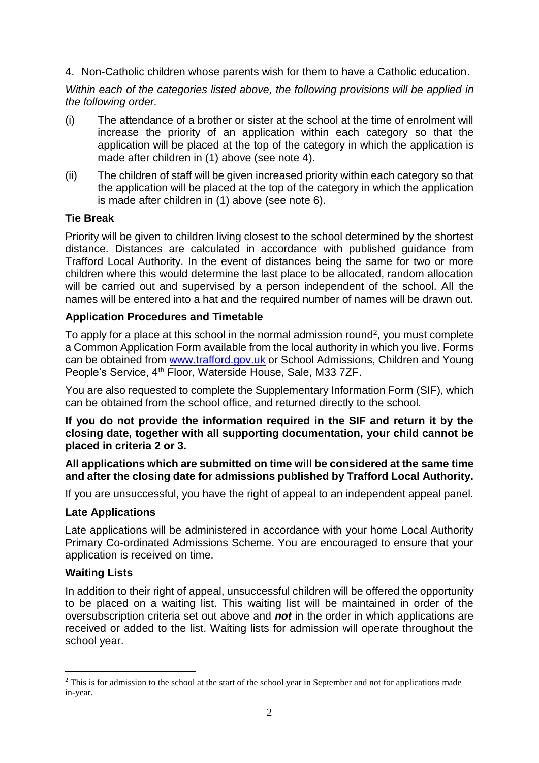4. Non-Catholic children whose parents wish for them to have a Catholic education.

*Within each of the categories listed above, the following provisions will be applied in the following order.*

(i) The attendance of a brother or sister at the school at the time of enrolment will increase the priority of an application within each category so that the application will be placed at the top of the category in which the application is made after children in (1) above (see note 4).

(ii) The children of staff will be given increased priority within each category so that the application will be placed at the top of the category in which the application is made after children in (1) above (see note 6).

**Tie Break**

Priority will be given to children living closest to the school determined by the shortest distance. Distances are calculated in accordance with published guidance from Trafford Local Authority. In the event of distances being the same for two or more children where this would determine the last place to be allocated, random allocation will be carried out and supervised by a person independent of the school. All the names will be entered into a hat and the required number of names will be drawn out.

**Application Procedures and Timetable**

To apply for a place at this school in the normal admission round[2], you must complete a Common Application Form available from the local authority in which you live. Forms can be obtained from [www.trafford.gov.uk](http://www.trafford.gov.uk) or School Admissions, Children and Young People's Service, 4th Floor, Waterside House, Sale, M33 7ZF.

You are also requested to complete the Supplementary Information Form (SIF), which can be obtained from the school office, and returned directly to the school.

**If you do not provide the information required in the SIF and return it by the closing date, together with all supporting documentation, your child cannot be placed in criteria 2 or 3.**

**All applications which are submitted on time will be considered at the same time and after the closing date for admissions published by Trafford Local Authority.**

If you are unsuccessful, you have the right of appeal to an independent appeal panel.

**Late Applications**

Late applications will be administered in accordance with your home Local Authority Primary Co-ordinated Admissions Scheme. You are encouraged to ensure that your application is received on time.

**Waiting Lists**

In addition to their right of appeal, unsuccessful children will be offered the opportunity to be placed on a waiting list. This waiting list will be maintained in order of the oversubscription criteria set out above and ***not*** in the order in which applications are received or added to the list. Waiting lists for admission will operate throughout the school year.

[2] This is for admission to the school at the start of the school year in September and not for applications made in-year.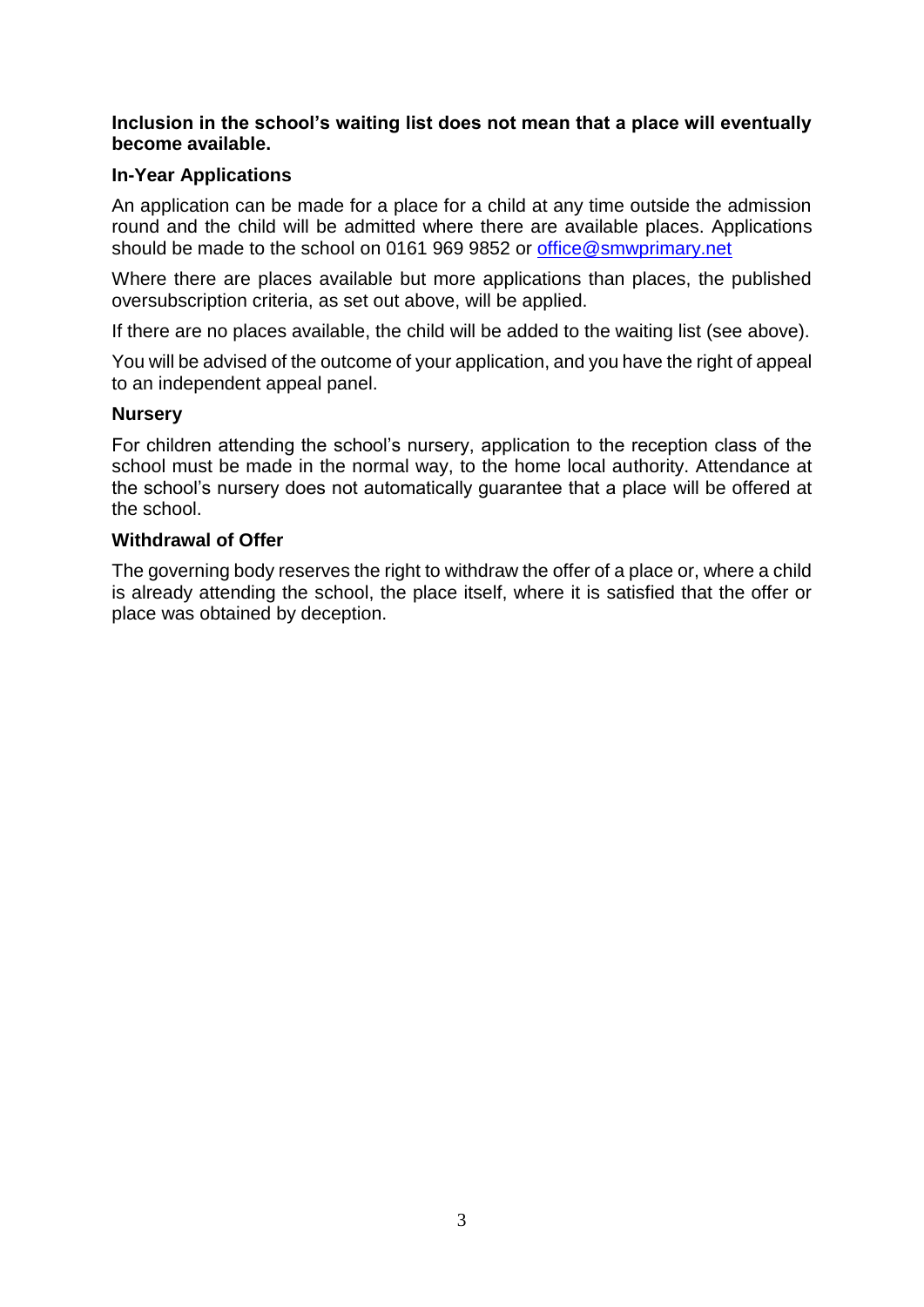**Inclusion in the school's waiting list does not mean that a place will eventually become available.**

### In-Year Applications

An application can be made for a place for a child at any time outside the admission round and the child will be admitted where there are available places. Applications should be made to the school on 0161 969 9852 or office@smwprimary.net

Where there are places available but more applications than places, the published oversubscription criteria, as set out above, will be applied.

If there are no places available, the child will be added to the waiting list (see above).

You will be advised of the outcome of your application, and you have the right of appeal to an independent appeal panel.

### Nursery

For children attending the school's nursery, application to the reception class of the school must be made in the normal way, to the home local authority. Attendance at the school's nursery does not automatically guarantee that a place will be offered at the school.

### Withdrawal of Offer

The governing body reserves the right to withdraw the offer of a place or, where a child is already attending the school, the place itself, where it is satisfied that the offer or place was obtained by deception.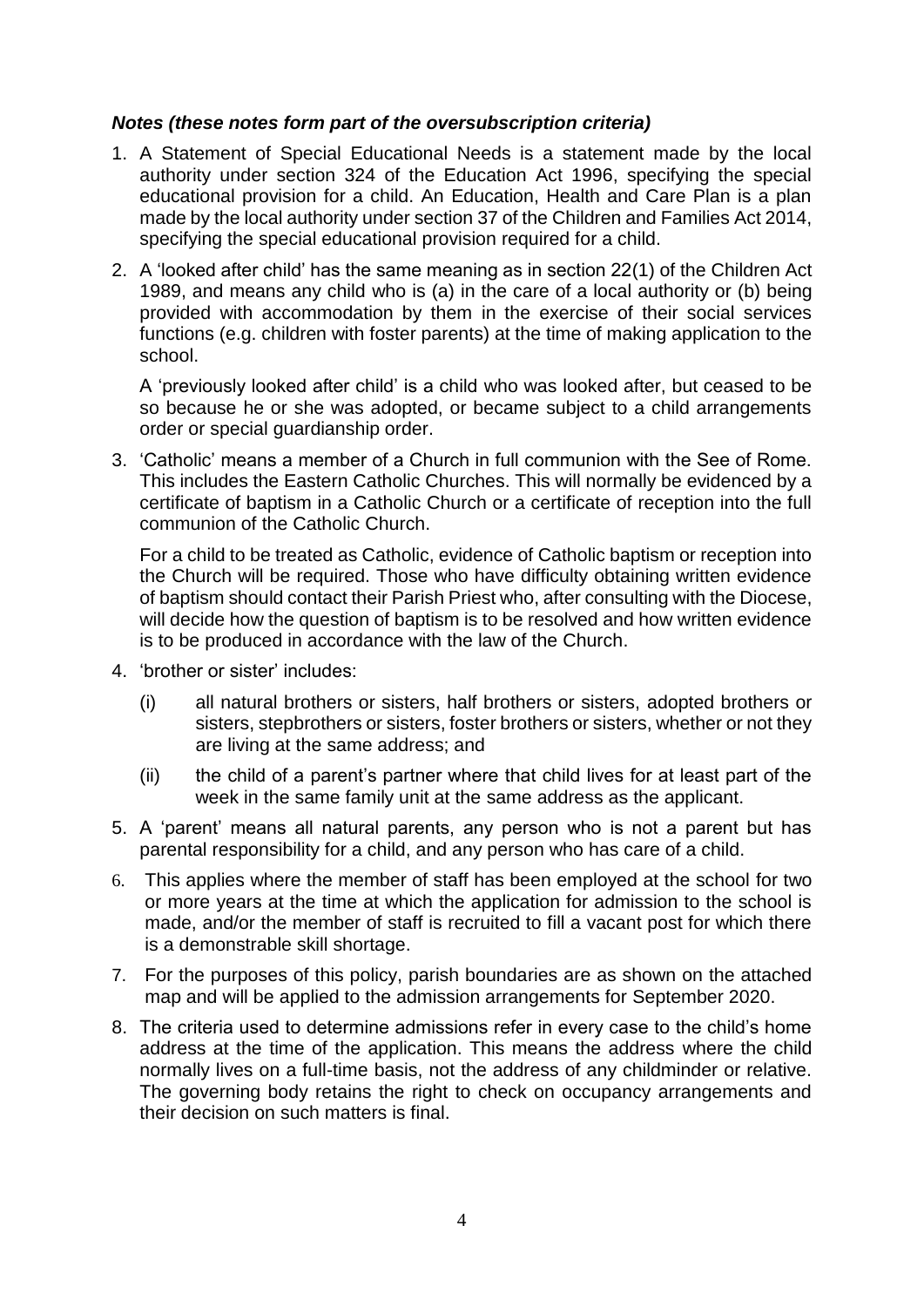***Notes (these notes form part of the oversubscription criteria)***

1. A Statement of Special Educational Needs is a statement made by the local authority under section 324 of the Education Act 1996, specifying the special educational provision for a child. An Education, Health and Care Plan is a plan made by the local authority under section 37 of the Children and Families Act 2014, specifying the special educational provision required for a child.

2. A 'looked after child' has the same meaning as in section 22(1) of the Children Act 1989, and means any child who is (a) in the care of a local authority or (b) being provided with accommodation by them in the exercise of their social services functions (e.g. children with foster parents) at the time of making application to the school.

   A 'previously looked after child' is a child who was looked after, but ceased to be so because he or she was adopted, or became subject to a child arrangements order or special guardianship order.

3. 'Catholic' means a member of a Church in full communion with the See of Rome. This includes the Eastern Catholic Churches. This will normally be evidenced by a certificate of baptism in a Catholic Church or a certificate of reception into the full communion of the Catholic Church.

   For a child to be treated as Catholic, evidence of Catholic baptism or reception into the Church will be required. Those who have difficulty obtaining written evidence of baptism should contact their Parish Priest who, after consulting with the Diocese, will decide how the question of baptism is to be resolved and how written evidence is to be produced in accordance with the law of the Church.

4. 'brother or sister' includes:

   (i) all natural brothers or sisters, half brothers or sisters, adopted brothers or sisters, stepbrothers or sisters, foster brothers or sisters, whether or not they are living at the same address; and

   (ii) the child of a parent's partner where that child lives for at least part of the week in the same family unit at the same address as the applicant.

5. A 'parent' means all natural parents, any person who is not a parent but has parental responsibility for a child, and any person who has care of a child.

6. This applies where the member of staff has been employed at the school for two or more years at the time at which the application for admission to the school is made, and/or the member of staff is recruited to fill a vacant post for which there is a demonstrable skill shortage.

7. For the purposes of this policy, parish boundaries are as shown on the attached map and will be applied to the admission arrangements for September 2020.

8. The criteria used to determine admissions refer in every case to the child's home address at the time of the application. This means the address where the child normally lives on a full-time basis, not the address of any childminder or relative. The governing body retains the right to check on occupancy arrangements and their decision on such matters is final.